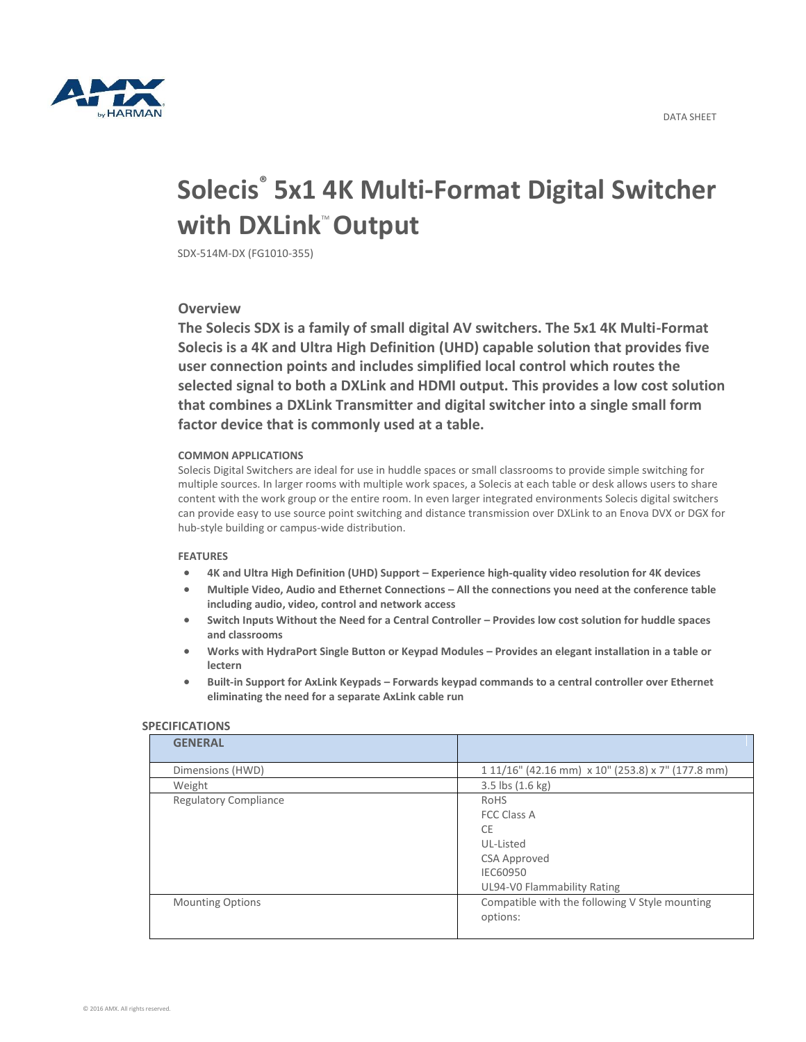DATA SHEET

# Solecis® 5x1 4K Multi-Format Digital Switcher with DXLink™ Output

SDX-514M-DX (FG1010-355)

## Overview

**The Solecis SDX is a family of small digital AV switchers. The 5x1 4K Multi-Format Solecis is a 4K and Ultra High Definition (UHD) capable solution that provides five user connection points and includes simplified local control which routes the selected signal to both a DXLink and HDMI output. This provides a low cost solution that combines a DXLink Transmitter and digital switcher into a single small form factor device that is commonly used at a table.**

#### COMMON APPLICATIONS

Solecis Digital Switchers are ideal for use in huddle spaces or small classrooms to provide simple switching for multiple sources. In larger rooms with multiple work spaces, a Solecis at each table or desk allows users to share content with the work group or the entire room. In even larger integrated environments Solecis digital switchers can provide easy to use source point switching and distance transmission over DXLink to an Enova DVX or DGX for hub-style building or campus-wide distribution.

#### FEATURES

- **4K and Ultra High Definition (UHD) Support – Experience high-quality video resolution for 4K devices**
- **Multiple Video, Audio and Ethernet Connections – All the connections you need at the conference table including audio, video, control and network access**
- **Switch Inputs Without the Need for a Central Controller – Provides low cost solution for huddle spaces and classrooms**
- **Works with HydraPort Single Button or Keypad Modules – Provides an elegant installation in a table or lectern**
- **Built-in Support for AxLink Keypads – Forwards keypad commands to a central controller over Ethernet eliminating the need for a separate AxLink cable run**

#### SPECIFICATIONS

| GENERAL | |
|---|---|
| Dimensions (HWD) | 1 11/16" (42.16 mm) x 10" (253.8) x 7" (177.8 mm) |
| Weight | 3.5 lbs (1.6 kg) |
| Regulatory Compliance | RoHS<br>FCC Class A<br>CE<br>UL-Listed<br>CSA Approved<br>IEC60950<br>UL94-V0 Flammability Rating |
| Mounting Options | Compatible with the following V Style mounting options: |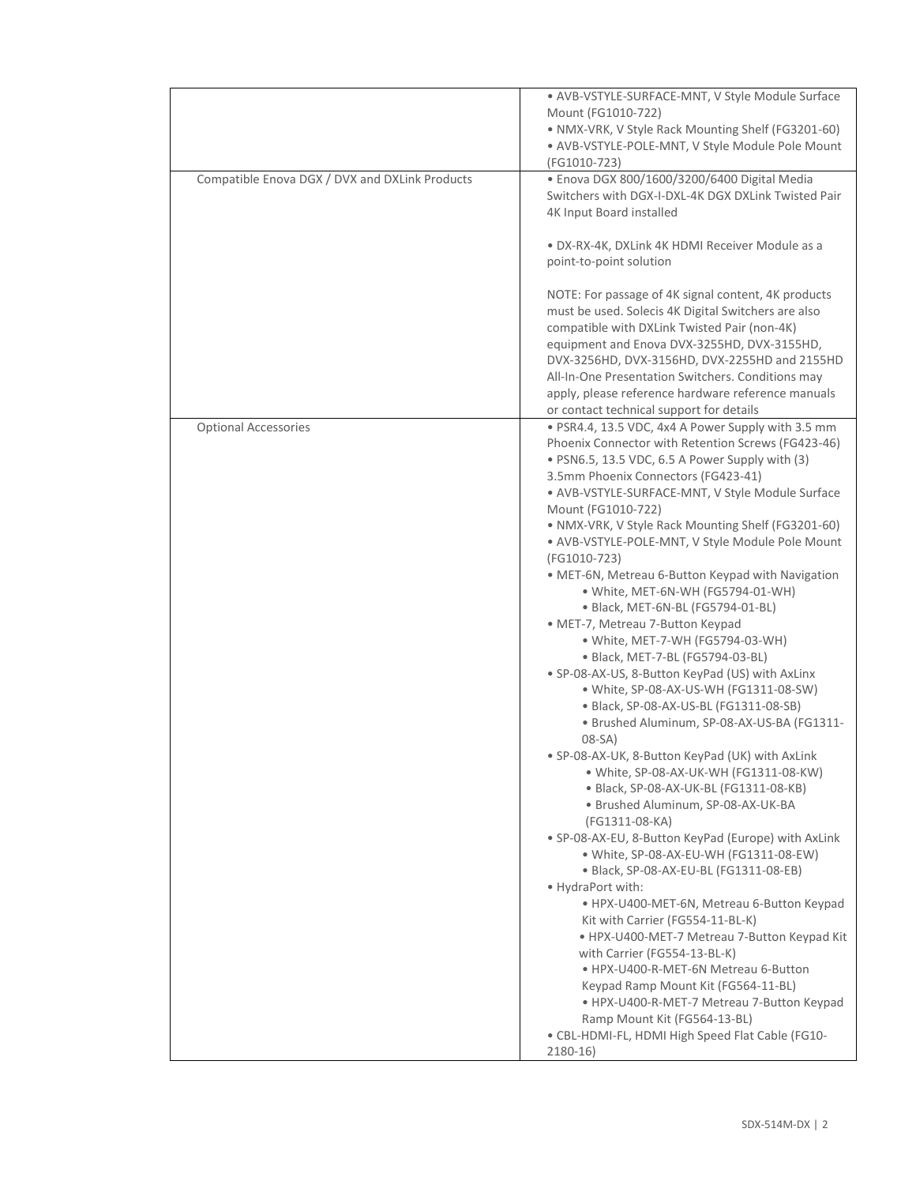| | |
|---|---|
| | • AVB-VSTYLE-SURFACE-MNT, V Style Module Surface Mount (FG1010-722)<br>• NMX-VRK, V Style Rack Mounting Shelf (FG3201-60)<br>• AVB-VSTYLE-POLE-MNT, V Style Module Pole Mount (FG1010-723) |
| Compatible Enova DGX / DVX and DXLink Products | • Enova DGX 800/1600/3200/6400 Digital Media Switchers with DGX-I-DXL-4K DGX DXLink Twisted Pair 4K Input Board installed<br><br>• DX-RX-4K, DXLink 4K HDMI Receiver Module as a point-to-point solution<br><br>NOTE: For passage of 4K signal content, 4K products must be used. Solecis 4K Digital Switchers are also compatible with DXLink Twisted Pair (non-4K) equipment and Enova DVX-3255HD, DVX-3155HD, DVX-3256HD, DVX-3156HD, DVX-2255HD and 2155HD All-In-One Presentation Switchers. Conditions may apply, please reference hardware reference manuals or contact technical support for details |
| Optional Accessories | • PSR4.4, 13.5 VDC, 4x4 A Power Supply with 3.5 mm Phoenix Connector with Retention Screws (FG423-46)<br>• PSN6.5, 13.5 VDC, 6.5 A Power Supply with (3) 3.5mm Phoenix Connectors (FG423-41)<br>• AVB-VSTYLE-SURFACE-MNT, V Style Module Surface Mount (FG1010-722)<br>• NMX-VRK, V Style Rack Mounting Shelf (FG3201-60)<br>• AVB-VSTYLE-POLE-MNT, V Style Module Pole Mount (FG1010-723)<br>• MET-6N, Metreau 6-Button Keypad with Navigation<br>&nbsp;&nbsp;&nbsp;&nbsp;• White, MET-6N-WH (FG5794-01-WH)<br>&nbsp;&nbsp;&nbsp;&nbsp;• Black, MET-6N-BL (FG5794-01-BL)<br>• MET-7, Metreau 7-Button Keypad<br>&nbsp;&nbsp;&nbsp;&nbsp;• White, MET-7-WH (FG5794-03-WH)<br>&nbsp;&nbsp;&nbsp;&nbsp;• Black, MET-7-BL (FG5794-03-BL)<br>• SP-08-AX-US, 8-Button KeyPad (US) with AxLinx<br>&nbsp;&nbsp;&nbsp;&nbsp;• White, SP-08-AX-US-WH (FG1311-08-SW)<br>&nbsp;&nbsp;&nbsp;&nbsp;• Black, SP-08-AX-US-BL (FG1311-08-SB)<br>&nbsp;&nbsp;&nbsp;&nbsp;• Brushed Aluminum, SP-08-AX-US-BA (FG1311-08-SA)<br>• SP-08-AX-UK, 8-Button KeyPad (UK) with AxLink<br>&nbsp;&nbsp;&nbsp;&nbsp;• White, SP-08-AX-UK-WH (FG1311-08-KW)<br>&nbsp;&nbsp;&nbsp;&nbsp;• Black, SP-08-AX-UK-BL (FG1311-08-KB)<br>&nbsp;&nbsp;&nbsp;&nbsp;• Brushed Aluminum, SP-08-AX-UK-BA (FG1311-08-KA)<br>• SP-08-AX-EU, 8-Button KeyPad (Europe) with AxLink<br>&nbsp;&nbsp;&nbsp;&nbsp;• White, SP-08-AX-EU-WH (FG1311-08-EW)<br>&nbsp;&nbsp;&nbsp;&nbsp;• Black, SP-08-AX-EU-BL (FG1311-08-EB)<br>• HydraPort with:<br>&nbsp;&nbsp;&nbsp;&nbsp;• HPX-U400-MET-6N, Metreau 6-Button Keypad Kit with Carrier (FG554-11-BL-K)<br>&nbsp;&nbsp;&nbsp;&nbsp;• HPX-U400-MET-7 Metreau 7-Button Keypad Kit with Carrier (FG554-13-BL-K)<br>&nbsp;&nbsp;&nbsp;&nbsp;• HPX-U400-R-MET-6N Metreau 6-Button Keypad Ramp Mount Kit (FG564-11-BL)<br>&nbsp;&nbsp;&nbsp;&nbsp;• HPX-U400-R-MET-7 Metreau 7-Button Keypad Ramp Mount Kit (FG564-13-BL)<br>• CBL-HDMI-FL, HDMI High Speed Flat Cable (FG10-2180-16) |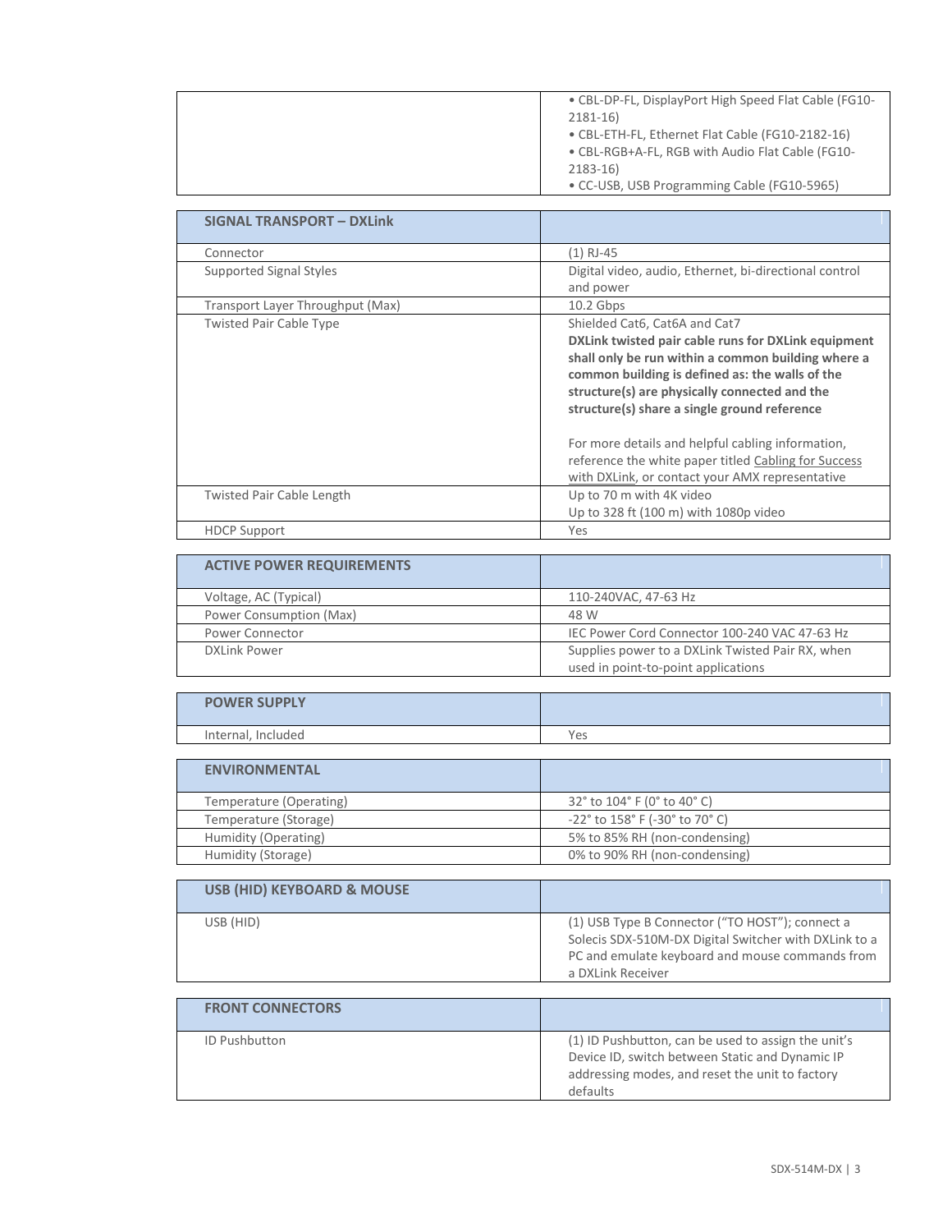| | |
|---|---|
| | • CBL-DP-FL, DisplayPort High Speed Flat Cable (FG10-2181-16)<br>• CBL-ETH-FL, Ethernet Flat Cable (FG10-2182-16)<br>• CBL-RGB+A-FL, RGB with Audio Flat Cable (FG10-2183-16)<br>• CC-USB, USB Programming Cable (FG10-5965) |

| SIGNAL TRANSPORT – DXLink | |
|---|---|
| Connector | (1) RJ-45 |
| Supported Signal Styles | Digital video, audio, Ethernet, bi-directional control and power |
| Transport Layer Throughput (Max) | 10.2 Gbps |
| Twisted Pair Cable Type | Shielded Cat6, Cat6A and Cat7<br>**DXLink twisted pair cable runs for DXLink equipment shall only be run within a common building where a common building is defined as: the walls of the structure(s) are physically connected and the structure(s) share a single ground reference**<br><br>For more details and helpful cabling information, reference the white paper titled Cabling for Success with DXLink, or contact your AMX representative |
| Twisted Pair Cable Length | Up to 70 m with 4K video<br>Up to 328 ft (100 m) with 1080p video |
| HDCP Support | Yes |

| ACTIVE POWER REQUIREMENTS | |
|---|---|
| Voltage, AC (Typical) | 110-240VAC, 47-63 Hz |
| Power Consumption (Max) | 48 W |
| Power Connector | IEC Power Cord Connector 100-240 VAC 47-63 Hz |
| DXLink Power | Supplies power to a DXLink Twisted Pair RX, when used in point-to-point applications |

| POWER SUPPLY | |
|---|---|
| Internal, Included | Yes |

| ENVIRONMENTAL | |
|---|---|
| Temperature (Operating) | 32° to 104° F (0° to 40° C) |
| Temperature (Storage) | -22° to 158° F (-30° to 70° C) |
| Humidity (Operating) | 5% to 85% RH (non-condensing) |
| Humidity (Storage) | 0% to 90% RH (non-condensing) |

| USB (HID) KEYBOARD & MOUSE | |
|---|---|
| USB (HID) | (1) USB Type B Connector ("TO HOST"); connect a Solecis SDX-510M-DX Digital Switcher with DXLink to a PC and emulate keyboard and mouse commands from a DXLink Receiver |

| FRONT CONNECTORS | |
|---|---|
| ID Pushbutton | (1) ID Pushbutton, can be used to assign the unit's Device ID, switch between Static and Dynamic IP addressing modes, and reset the unit to factory defaults |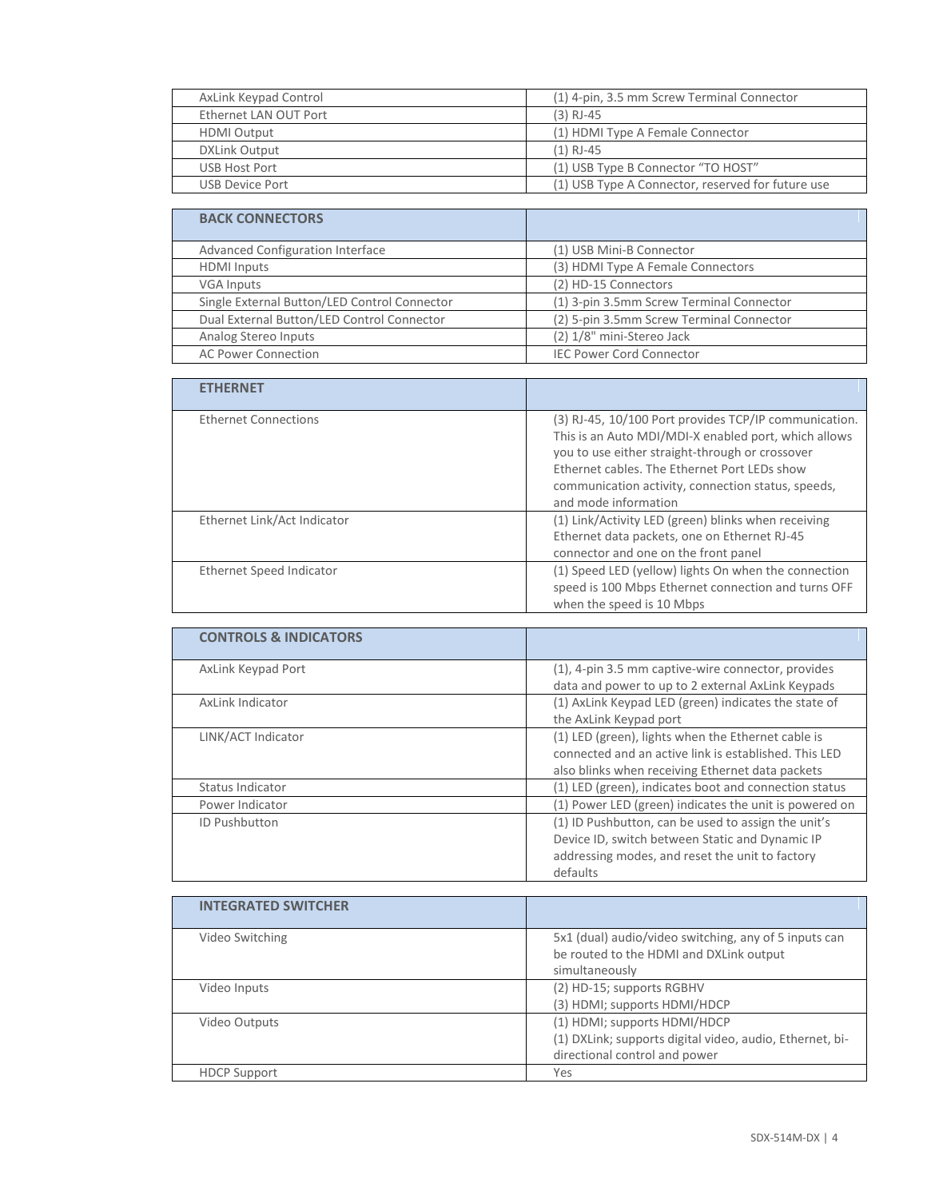| | |
|---|---|
| AxLink Keypad Control | (1) 4-pin, 3.5 mm Screw Terminal Connector |
| Ethernet LAN OUT Port | (3) RJ-45 |
| HDMI Output | (1) HDMI Type A Female Connector |
| DXLink Output | (1) RJ-45 |
| USB Host Port | (1) USB Type B Connector "TO HOST" |
| USB Device Port | (1) USB Type A Connector, reserved for future use |

| **BACK CONNECTORS** | |
|---|---|
| Advanced Configuration Interface | (1) USB Mini-B Connector |
| HDMI Inputs | (3) HDMI Type A Female Connectors |
| VGA Inputs | (2) HD-15 Connectors |
| Single External Button/LED Control Connector | (1) 3-pin 3.5mm Screw Terminal Connector |
| Dual External Button/LED Control Connector | (2) 5-pin 3.5mm Screw Terminal Connector |
| Analog Stereo Inputs | (2) 1/8" mini-Stereo Jack |
| AC Power Connection | IEC Power Cord Connector |

| **ETHERNET** | |
|---|---|
| Ethernet Connections | (3) RJ-45, 10/100 Port provides TCP/IP communication. This is an Auto MDI/MDI-X enabled port, which allows you to use either straight-through or crossover Ethernet cables. The Ethernet Port LEDs show communication activity, connection status, speeds, and mode information |
| Ethernet Link/Act Indicator | (1) Link/Activity LED (green) blinks when receiving Ethernet data packets, one on Ethernet RJ-45 connector and one on the front panel |
| Ethernet Speed Indicator | (1) Speed LED (yellow) lights On when the connection speed is 100 Mbps Ethernet connection and turns OFF when the speed is 10 Mbps |

| **CONTROLS & INDICATORS** | |
|---|---|
| AxLink Keypad Port | (1), 4-pin 3.5 mm captive-wire connector, provides data and power to up to 2 external AxLink Keypads |
| AxLink Indicator | (1) AxLink Keypad LED (green) indicates the state of the AxLink Keypad port |
| LINK/ACT Indicator | (1) LED (green), lights when the Ethernet cable is connected and an active link is established. This LED also blinks when receiving Ethernet data packets |
| Status Indicator | (1) LED (green), indicates boot and connection status |
| Power Indicator | (1) Power LED (green) indicates the unit is powered on |
| ID Pushbutton | (1) ID Pushbutton, can be used to assign the unit's Device ID, switch between Static and Dynamic IP addressing modes, and reset the unit to factory defaults |

| **INTEGRATED SWITCHER** | |
|---|---|
| Video Switching | 5x1 (dual) audio/video switching, any of 5 inputs can be routed to the HDMI and DXLink output simultaneously |
| Video Inputs | (2) HD-15; supports RGBHV<br>(3) HDMI; supports HDMI/HDCP |
| Video Outputs | (1) HDMI; supports HDMI/HDCP<br>(1) DXLink; supports digital video, audio, Ethernet, bi-directional control and power |
| HDCP Support | Yes |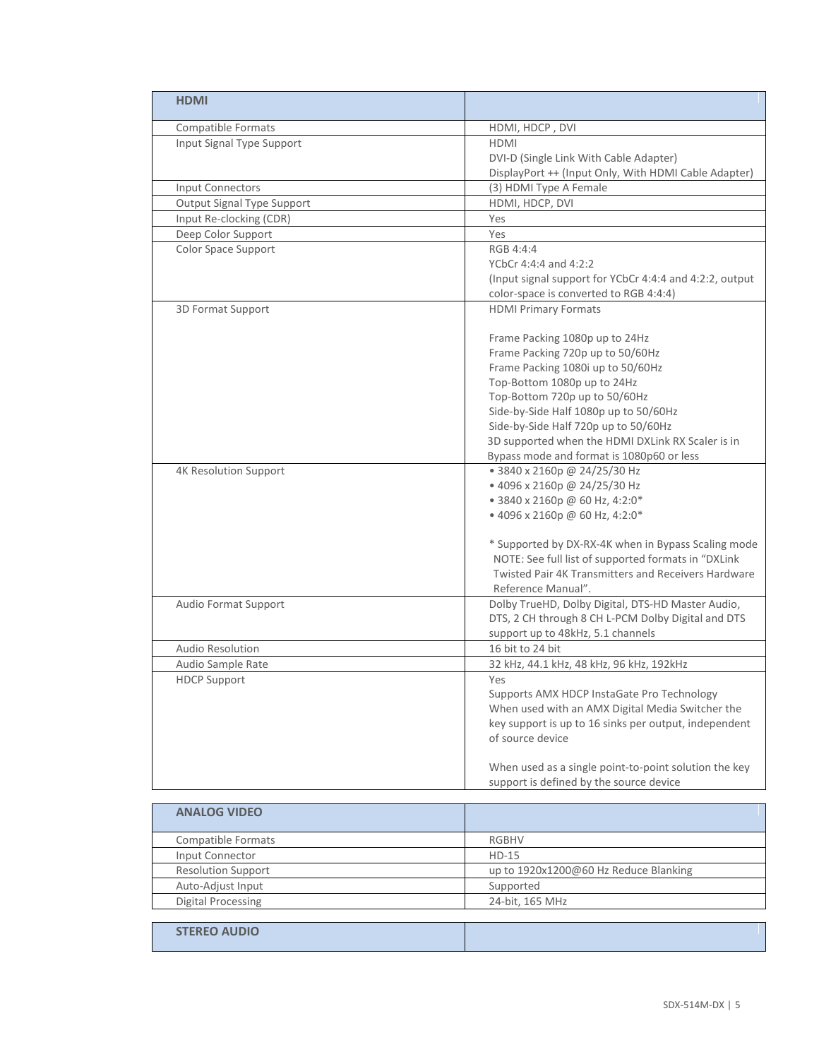| HDMI | |
|---|---|
| Compatible Formats | HDMI, HDCP , DVI |
| Input Signal Type Support | HDMI<br>DVI-D (Single Link With Cable Adapter)<br>DisplayPort ++ (Input Only, With HDMI Cable Adapter) |
| Input Connectors | (3) HDMI Type A Female |
| Output Signal Type Support | HDMI, HDCP, DVI |
| Input Re-clocking (CDR) | Yes |
| Deep Color Support | Yes |
| Color Space Support | RGB 4:4:4<br>YCbCr 4:4:4 and 4:2:2<br>(Input signal support for YCbCr 4:4:4 and 4:2:2, output color-space is converted to RGB 4:4:4) |
| 3D Format Support | HDMI Primary Formats<br><br>Frame Packing 1080p up to 24Hz<br>Frame Packing 720p up to 50/60Hz<br>Frame Packing 1080i up to 50/60Hz<br>Top-Bottom 1080p up to 24Hz<br>Top-Bottom 720p up to 50/60Hz<br>Side-by-Side Half 1080p up to 50/60Hz<br>Side-by-Side Half 720p up to 50/60Hz<br>3D supported when the HDMI DXLink RX Scaler is in Bypass mode and format is 1080p60 or less |
| 4K Resolution Support | • 3840 x 2160p @ 24/25/30 Hz<br>• 4096 x 2160p @ 24/25/30 Hz<br>• 3840 x 2160p @ 60 Hz, 4:2:0*<br>• 4096 x 2160p @ 60 Hz, 4:2:0*<br><br>* Supported by DX-RX-4K when in Bypass Scaling mode<br>NOTE: See full list of supported formats in "DXLink Twisted Pair 4K Transmitters and Receivers Hardware Reference Manual". |
| Audio Format Support | Dolby TrueHD, Dolby Digital, DTS-HD Master Audio, DTS, 2 CH through 8 CH L-PCM Dolby Digital and DTS support up to 48kHz, 5.1 channels |
| Audio Resolution | 16 bit to 24 bit |
| Audio Sample Rate | 32 kHz, 44.1 kHz, 48 kHz, 96 kHz, 192kHz |
| HDCP Support | Yes<br>Supports AMX HDCP InstaGate Pro Technology<br>When used with an AMX Digital Media Switcher the key support is up to 16 sinks per output, independent of source device<br><br>When used as a single point-to-point solution the key support is defined by the source device |

| ANALOG VIDEO | |
|---|---|
| Compatible Formats | RGBHV |
| Input Connector | HD-15 |
| Resolution Support | up to 1920x1200@60 Hz Reduce Blanking |
| Auto-Adjust Input | Supported |
| Digital Processing | 24-bit, 165 MHz |

| STEREO AUDIO | |
|---|---|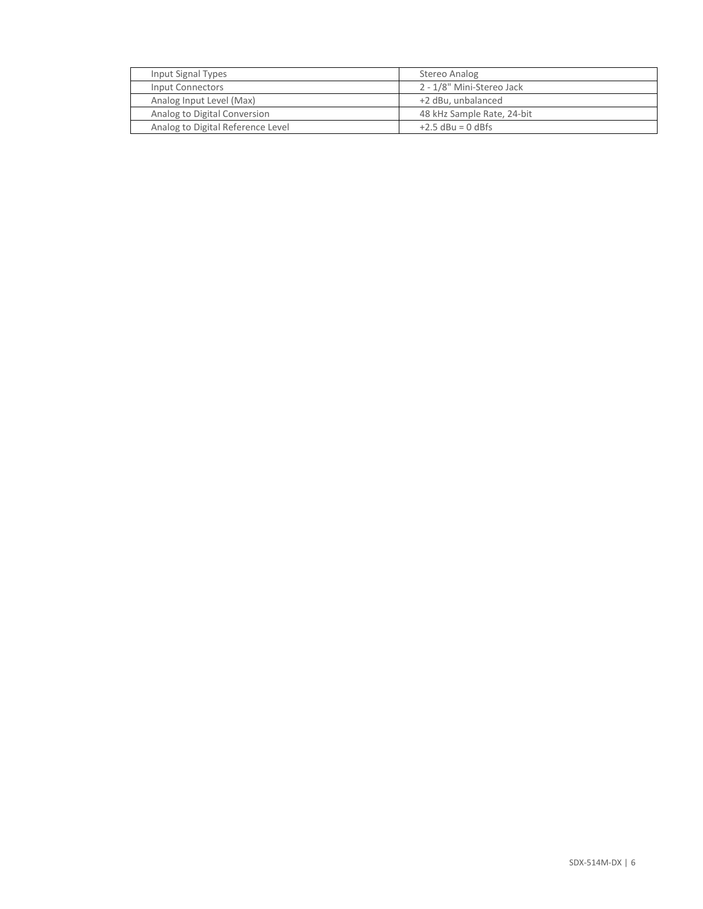| Input Signal Types | Stereo Analog |
|---|---|
| Input Connectors | 2 - 1/8" Mini-Stereo Jack |
| Analog Input Level (Max) | +2 dBu, unbalanced |
| Analog to Digital Conversion | 48 kHz Sample Rate, 24-bit |
| Analog to Digital Reference Level | +2.5 dBu = 0 dBfs |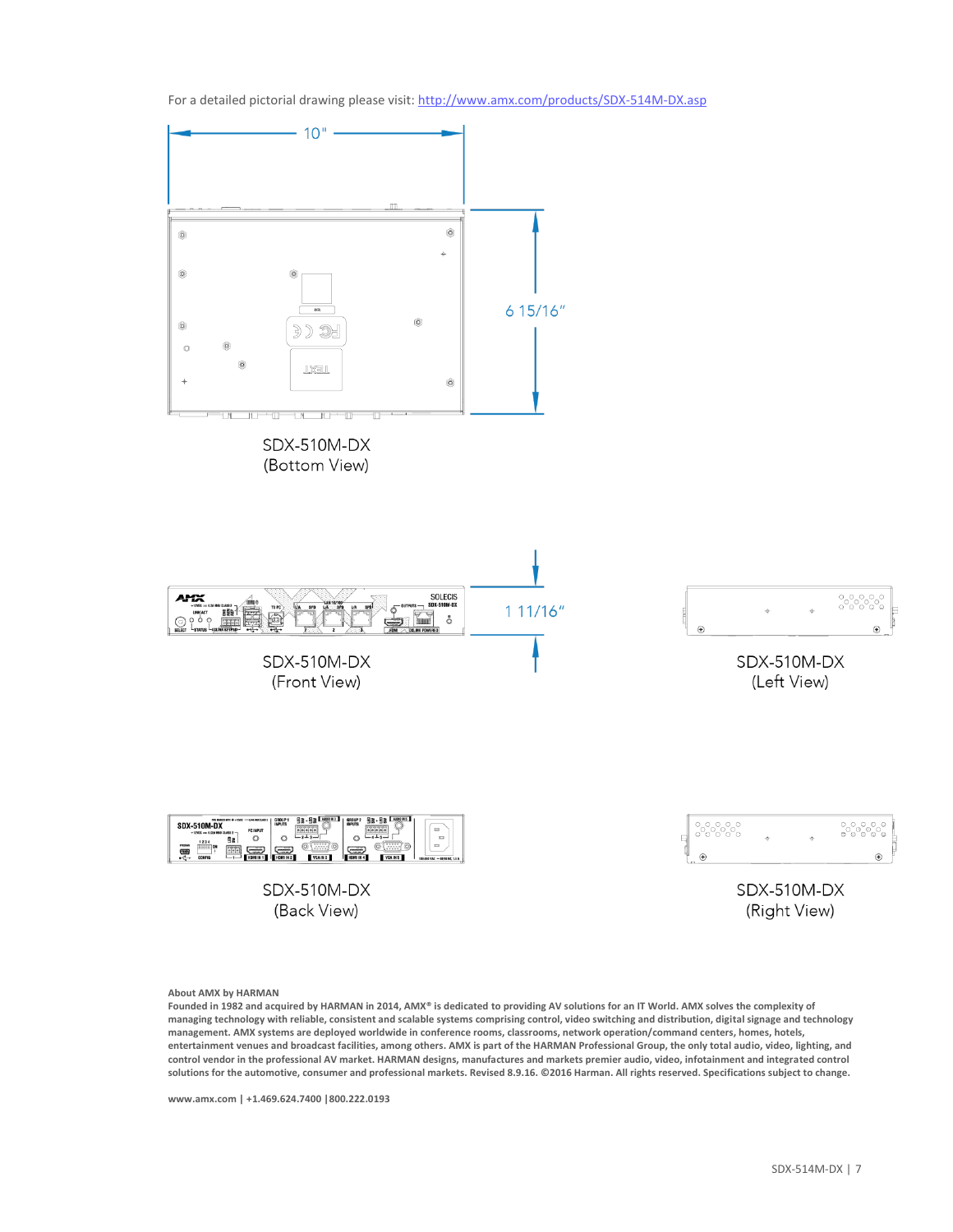For a detailed pictorial drawing please visit: [http://www.amx.com/products/SDX-514M-DX.asp](http://www.amx.com/products/SDX-514M-DX.asp)

10"

6 15/16"

SDX-510M-DX
(Bottom View)

1 11/16"

SDX-510M-DX
(Front View)

SDX-510M-DX
(Left View)

SDX-510M-DX
(Back View)

SDX-510M-DX
(Right View)

**About AMX by HARMAN**

**Founded in 1982 and acquired by HARMAN in 2014, AMX® is dedicated to providing AV solutions for an IT World. AMX solves the complexity of managing technology with reliable, consistent and scalable systems comprising control, video switching and distribution, digital signage and technology management. AMX systems are deployed worldwide in conference rooms, classrooms, network operation/command centers, homes, hotels, entertainment venues and broadcast facilities, among others. AMX is part of the HARMAN Professional Group, the only total audio, video, lighting, and control vendor in the professional AV market. HARMAN designs, manufactures and markets premier audio, video, infotainment and integrated control solutions for the automotive, consumer and professional markets. Revised 8.9.16. ©2016 Harman. All rights reserved. Specifications subject to change.**

**www.amx.com | +1.469.624.7400 |800.222.0193**